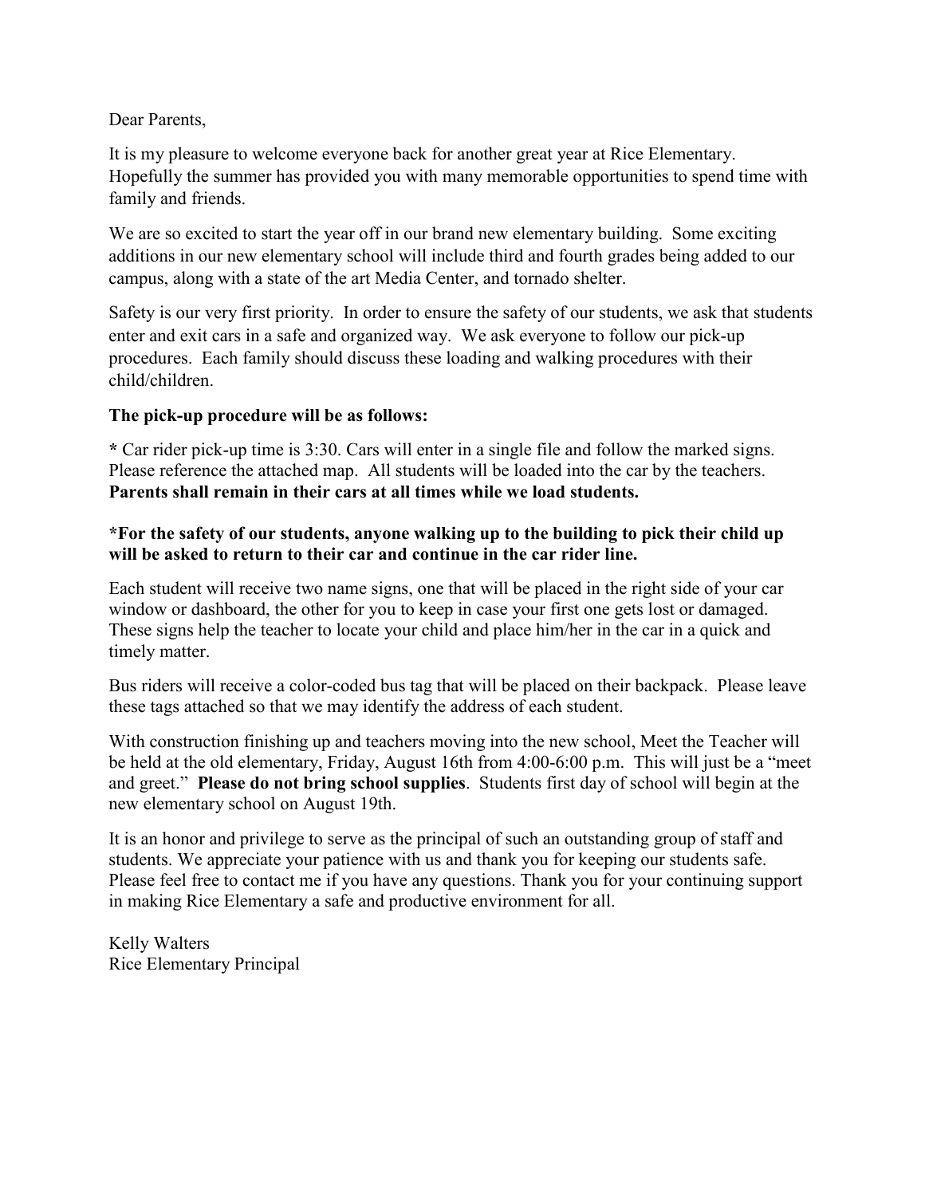Dear Parents,

It is my pleasure to welcome everyone back for another great year at Rice Elementary. Hopefully the summer has provided you with many memorable opportunities to spend time with family and friends.

We are so excited to start the year off in our brand new elementary building. Some exciting additions in our new elementary school will include third and fourth grades being added to our campus, along with a state of the art Media Center, and tornado shelter.

Safety is our very first priority. In order to ensure the safety of our students, we ask that students enter and exit cars in a safe and organized way. We ask everyone to follow our pick-up procedures. Each family should discuss these loading and walking procedures with their child/children.

**The pick-up procedure will be as follows:**

**\*** Car rider pick-up time is 3:30. Cars will enter in a single file and follow the marked signs. Please reference the attached map. All students will be loaded into the car by the teachers. **Parents shall remain in their cars at all times while we load students.**

**\*For the safety of our students, anyone walking up to the building to pick their child up will be asked to return to their car and continue in the car rider line.**

Each student will receive two name signs, one that will be placed in the right side of your car window or dashboard, the other for you to keep in case your first one gets lost or damaged. These signs help the teacher to locate your child and place him/her in the car in a quick and timely matter.

Bus riders will receive a color-coded bus tag that will be placed on their backpack. Please leave these tags attached so that we may identify the address of each student.

With construction finishing up and teachers moving into the new school, Meet the Teacher will be held at the old elementary, Friday, August 16th from 4:00-6:00 p.m. This will just be a "meet and greet." **Please do not bring school supplies**. Students first day of school will begin at the new elementary school on August 19th.

It is an honor and privilege to serve as the principal of such an outstanding group of staff and students. We appreciate your patience with us and thank you for keeping our students safe. Please feel free to contact me if you have any questions. Thank you for your continuing support in making Rice Elementary a safe and productive environment for all.

Kelly Walters
Rice Elementary Principal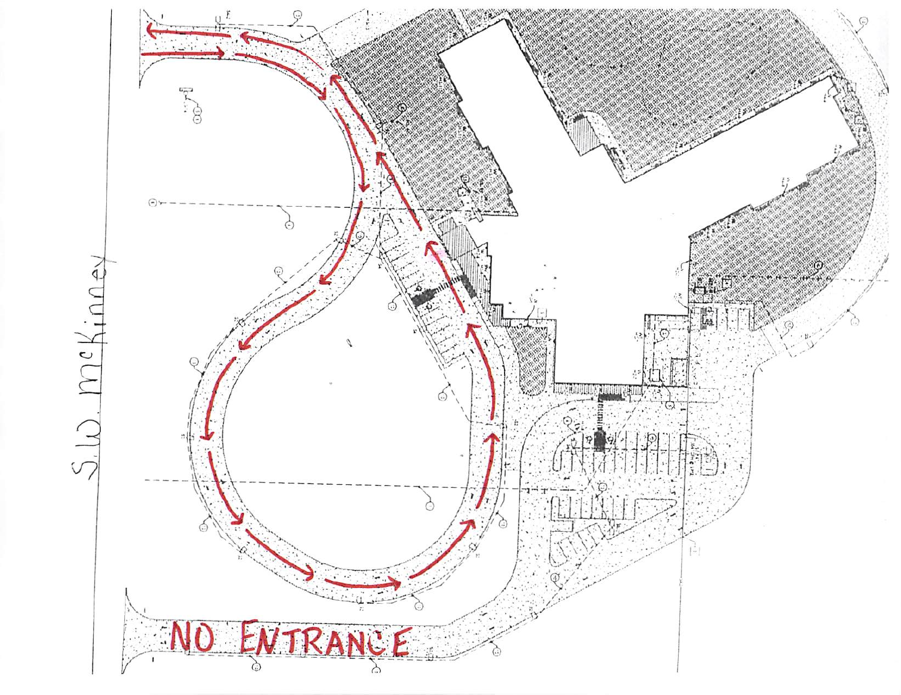S.W. McKinney

NO ENTRANCE